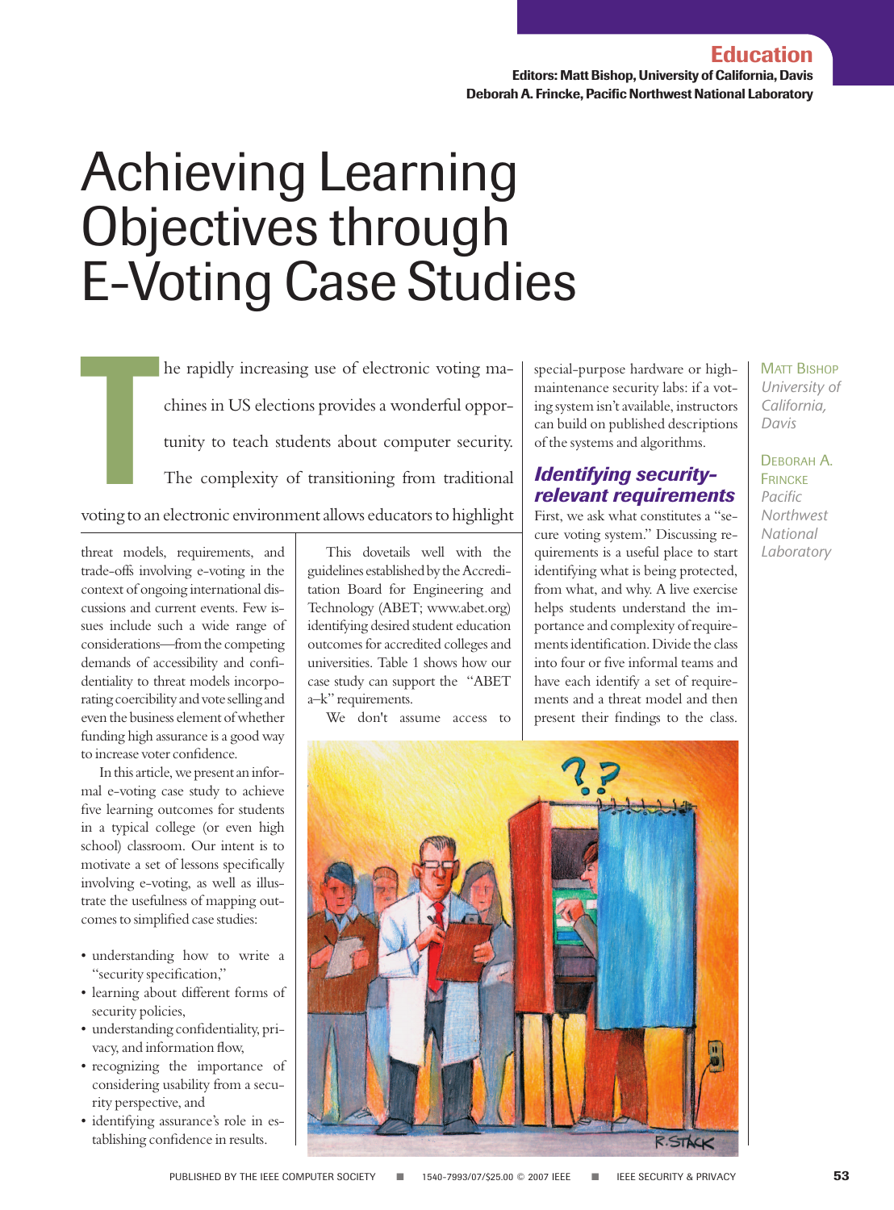# Achieving Learning Objectives through E-Voting Case Studies

Matt Bishop
*University of California, Davis*

Deborah A. Frincke
*Pacific Northwest National Laboratory*

The rapidly increasing use of electronic voting machines in US elections provides a wonderful opportunity to teach students about computer security. The complexity of transitioning from traditional voting to an electronic environment allows educators to highlight threat models, requirements, and trade-offs involving e-voting in the context of ongoing international discussions and current events. Few issues include such a wide range of considerations—from the competing demands of accessibility and confidentiality to threat models incorporating coercibility and vote selling and even the business element of whether funding high assurance is a good way to increase voter confidence.

In this article, we present an informal e-voting case study to achieve five learning outcomes for students in a typical college (or even high school) classroom. Our intent is to motivate a set of lessons specifically involving e-voting, as well as illustrate the usefulness of mapping outcomes to simplified case studies:

- understanding how to write a "security specification,"
- learning about different forms of security policies,
- understanding confidentiality, privacy, and information flow,
- recognizing the importance of considering usability from a security perspective, and
- identifying assurance's role in establishing confidence in results.

This dovetails well with the guidelines established by the Accreditation Board for Engineering and Technology (ABET; www.abet.org) identifying desired student education outcomes for accredited colleges and universities. Table 1 shows how our case study can support the "ABET a–k" requirements.

We don't assume access to special-purpose hardware or high-maintenance security labs: if a voting system isn't available, instructors can build on published descriptions of the systems and algorithms.

## Identifying security-relevant requirements

First, we ask what constitutes a "secure voting system." Discussing requirements is a useful place to start identifying what is being protected, from what, and why. A live exercise helps students understand the importance and complexity of requirements identification. Divide the class into four or five informal teams and have each identify a set of requirements and a threat model and then present their findings to the class.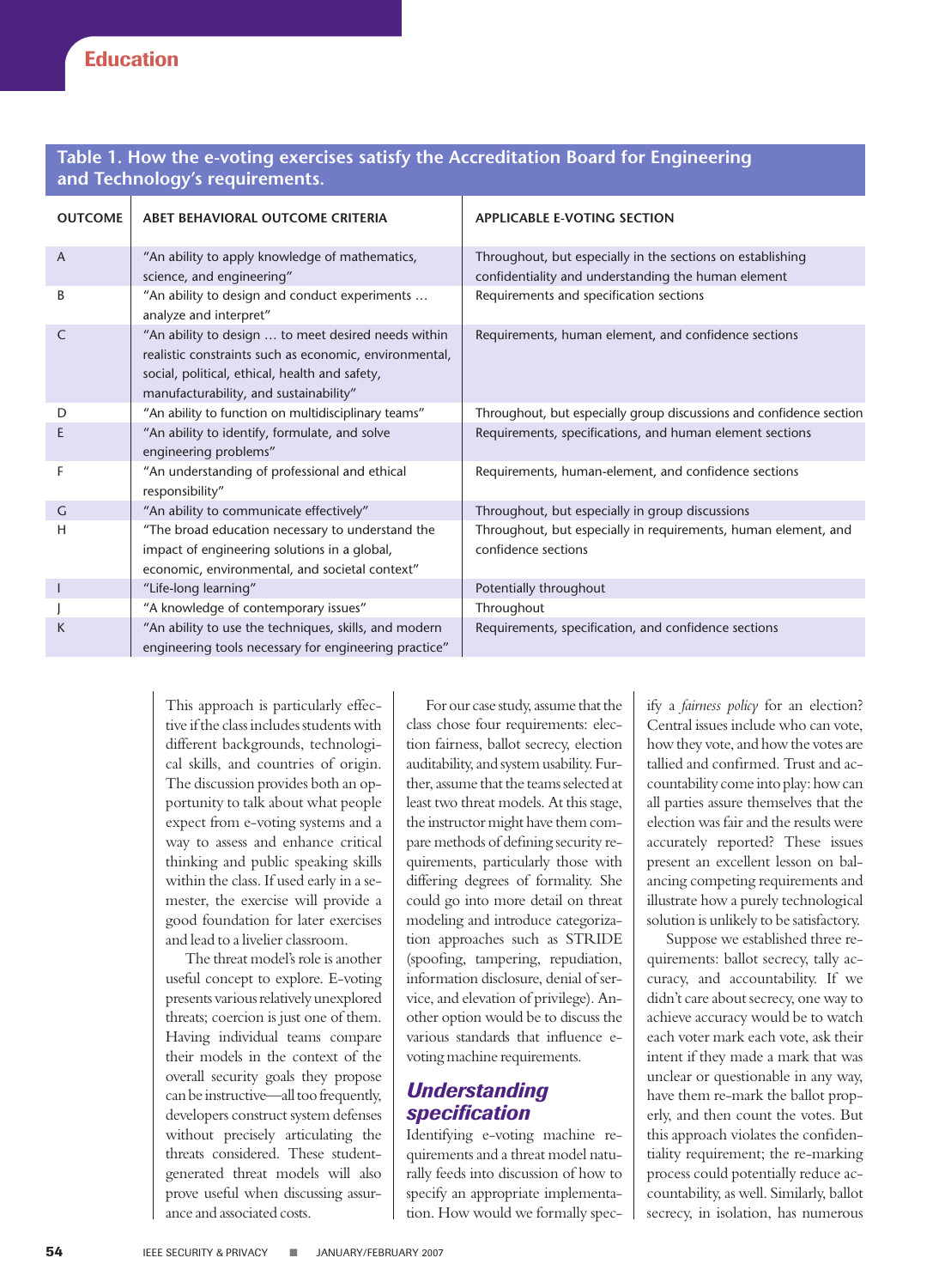**Table 1. How the e-voting exercises satisfy the Accreditation Board for Engineering and Technology's requirements.**

| OUTCOME | ABET BEHAVIORAL OUTCOME CRITERIA | APPLICABLE E-VOTING SECTION |
|---|---|---|
| A | "An ability to apply knowledge of mathematics, science, and engineering" | Throughout, but especially in the sections on establishing confidentiality and understanding the human element |
| B | "An ability to design and conduct experiments … analyze and interpret" | Requirements and specification sections |
| C | "An ability to design … to meet desired needs within realistic constraints such as economic, environmental, social, political, ethical, health and safety, manufacturability, and sustainability" | Requirements, human element, and confidence sections |
| D | "An ability to function on multidisciplinary teams" | Throughout, but especially group discussions and confidence section |
| E | "An ability to identify, formulate, and solve engineering problems" | Requirements, specifications, and human element sections |
| F | "An understanding of professional and ethical responsibility" | Requirements, human-element, and confidence sections |
| G | "An ability to communicate effectively" | Throughout, but especially in group discussions |
| H | "The broad education necessary to understand the impact of engineering solutions in a global, economic, environmental, and societal context" | Throughout, but especially in requirements, human element, and confidence sections |
| I | "Life-long learning" | Potentially throughout |
| J | "A knowledge of contemporary issues" | Throughout |
| K | "An ability to use the techniques, skills, and modern engineering tools necessary for engineering practice" | Requirements, specification, and confidence sections |

This approach is particularly effective if the class includes students with different backgrounds, technological skills, and countries of origin. The discussion provides both an opportunity to talk about what people expect from e-voting systems and a way to assess and enhance critical thinking and public speaking skills within the class. If used early in a semester, the exercise will provide a good foundation for later exercises and lead to a livelier classroom.

The threat model's role is another useful concept to explore. E-voting presents various relatively unexplored threats; coercion is just one of them. Having individual teams compare their models in the context of the overall security goals they propose can be instructive—all too frequently, developers construct system defenses without precisely articulating the threats considered. These student-generated threat models will also prove useful when discussing assurance and associated costs.

For our case study, assume that the class chose four requirements: election fairness, ballot secrecy, election auditability, and system usability. Further, assume that the teams selected at least two threat models. At this stage, the instructor might have them compare methods of defining security requirements, particularly those with differing degrees of formality. She could go into more detail on threat modeling and introduce categorization approaches such as STRIDE (spoofing, tampering, repudiation, information disclosure, denial of service, and elevation of privilege). Another option would be to discuss the various standards that influence e-voting machine requirements.

## Understanding specification

Identifying e-voting machine requirements and a threat model naturally feeds into discussion of how to specify an appropriate implementation. How would we formally specify a *fairness policy* for an election? Central issues include who can vote, how they vote, and how the votes are tallied and confirmed. Trust and accountability come into play: how can all parties assure themselves that the election was fair and the results were accurately reported? These issues present an excellent lesson on balancing competing requirements and illustrate how a purely technological solution is unlikely to be satisfactory.

Suppose we established three requirements: ballot secrecy, tally accuracy, and accountability. If we didn't care about secrecy, one way to achieve accuracy would be to watch each voter mark each vote, ask their intent if they made a mark that was unclear or questionable in any way, have them re-mark the ballot properly, and then count the votes. But this approach violates the confidentiality requirement; the re-marking process could potentially reduce accountability, as well. Similarly, ballot secrecy, in isolation, has numerous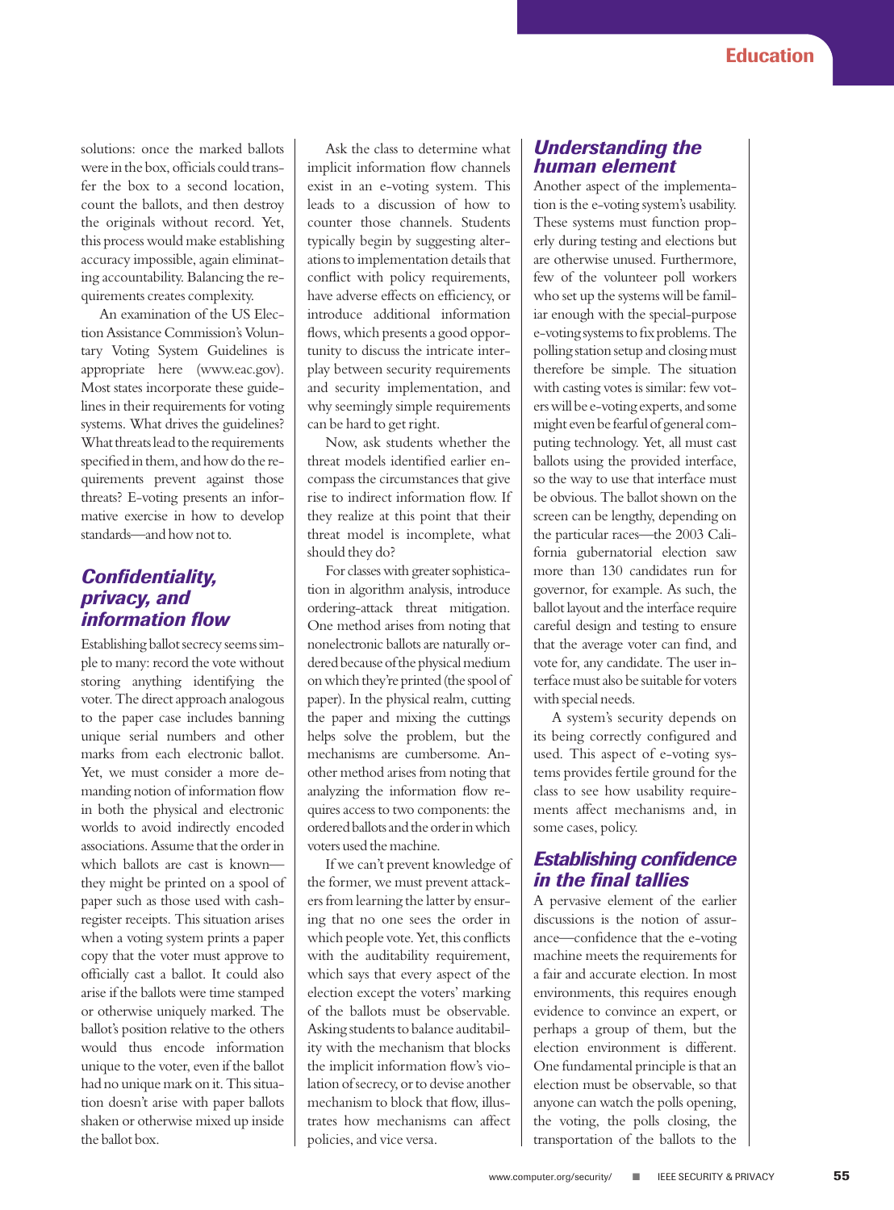solutions: once the marked ballots were in the box, officials could transfer the box to a second location, count the ballots, and then destroy the originals without record. Yet, this process would make establishing accuracy impossible, again eliminating accountability. Balancing the requirements creates complexity.

An examination of the US Election Assistance Commission's Voluntary Voting System Guidelines is appropriate here (www.eac.gov). Most states incorporate these guidelines in their requirements for voting systems. What drives the guidelines? What threats lead to the requirements specified in them, and how do the requirements prevent against those threats? E-voting presents an informative exercise in how to develop standards—and how not to.

## Confidentiality, privacy, and information flow

Establishing ballot secrecy seems simple to many: record the vote without storing anything identifying the voter. The direct approach analogous to the paper case includes banning unique serial numbers and other marks from each electronic ballot. Yet, we must consider a more demanding notion of information flow in both the physical and electronic worlds to avoid indirectly encoded associations. Assume that the order in which ballots are cast is known—they might be printed on a spool of paper such as those used with cash-register receipts. This situation arises when a voting system prints a paper copy that the voter must approve to officially cast a ballot. It could also arise if the ballots were time stamped or otherwise uniquely marked. The ballot's position relative to the others would thus encode information unique to the voter, even if the ballot had no unique mark on it. This situation doesn't arise with paper ballots shaken or otherwise mixed up inside the ballot box.

Ask the class to determine what implicit information flow channels exist in an e-voting system. This leads to a discussion of how to counter those channels. Students typically begin by suggesting alterations to implementation details that conflict with policy requirements, have adverse effects on efficiency, or introduce additional information flows, which presents a good opportunity to discuss the intricate interplay between security requirements and security implementation, and why seemingly simple requirements can be hard to get right.

Now, ask students whether the threat models identified earlier encompass the circumstances that give rise to indirect information flow. If they realize at this point that their threat model is incomplete, what should they do?

For classes with greater sophistication in algorithm analysis, introduce ordering-attack threat mitigation. One method arises from noting that nonelectronic ballots are naturally ordered because of the physical medium on which they're printed (the spool of paper). In the physical realm, cutting the paper and mixing the cuttings helps solve the problem, but the mechanisms are cumbersome. Another method arises from noting that analyzing the information flow requires access to two components: the ordered ballots and the order in which voters used the machine.

If we can't prevent knowledge of the former, we must prevent attackers from learning the latter by ensuring that no one sees the order in which people vote. Yet, this conflicts with the auditability requirement, which says that every aspect of the election except the voters' marking of the ballots must be observable. Asking students to balance auditability with the mechanism that blocks the implicit information flow's violation of secrecy, or to devise another mechanism to block that flow, illustrates how mechanisms can affect policies, and vice versa.

## Understanding the human element

Another aspect of the implementation is the e-voting system's usability. These systems must function properly during testing and elections but are otherwise unused. Furthermore, few of the volunteer poll workers who set up the systems will be familiar enough with the special-purpose e-voting systems to fix problems. The polling station setup and closing must therefore be simple. The situation with casting votes is similar: few voters will be e-voting experts, and some might even be fearful of general computing technology. Yet, all must cast ballots using the provided interface, so the way to use that interface must be obvious. The ballot shown on the screen can be lengthy, depending on the particular races—the 2003 California gubernatorial election saw more than 130 candidates run for governor, for example. As such, the ballot layout and the interface require careful design and testing to ensure that the average voter can find, and vote for, any candidate. The user interface must also be suitable for voters with special needs.

A system's security depends on its being correctly configured and used. This aspect of e-voting systems provides fertile ground for the class to see how usability requirements affect mechanisms and, in some cases, policy.

## Establishing confidence in the final tallies

A pervasive element of the earlier discussions is the notion of assurance—confidence that the e-voting machine meets the requirements for a fair and accurate election. In most environments, this requires enough evidence to convince an expert, or perhaps a group of them, but the election environment is different. One fundamental principle is that an election must be observable, so that anyone can watch the polls opening, the voting, the polls closing, the transportation of the ballots to the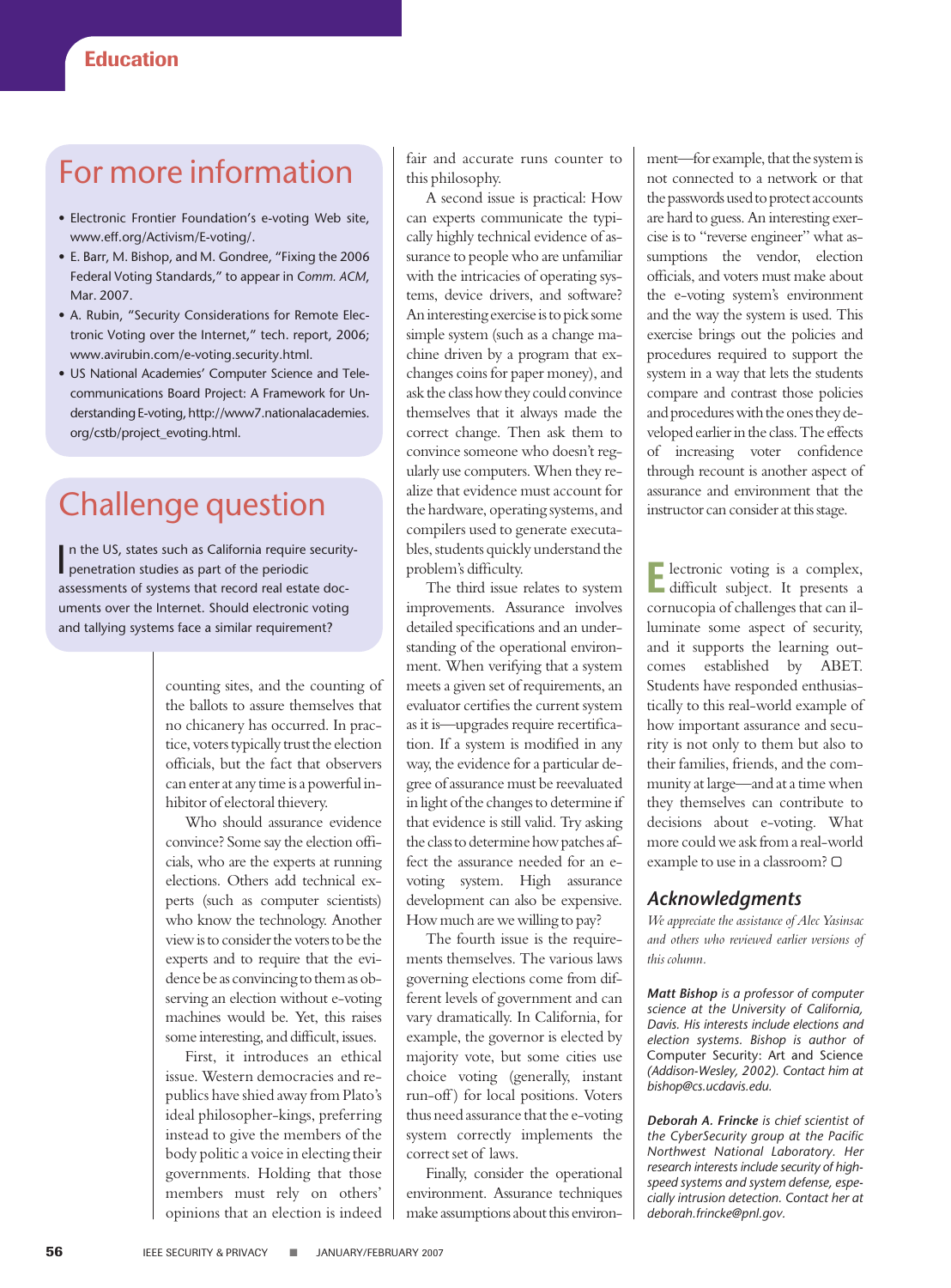## For more information

- Electronic Frontier Foundation's e-voting Web site, www.eff.org/Activism/E-voting/.
- E. Barr, M. Bishop, and M. Gondree, "Fixing the 2006 Federal Voting Standards," to appear in *Comm. ACM*, Mar. 2007.
- A. Rubin, "Security Considerations for Remote Electronic Voting over the Internet," tech. report, 2006; www.avirubin.com/e-voting.security.html.
- US National Academies' Computer Science and Telecommunications Board Project: A Framework for Understanding E-voting, http://www7.nationalacademies.org/cstb/project_evoting.html.

## Challenge question

In the US, states such as California require security-penetration studies as part of the periodic assessments of systems that record real estate documents over the Internet. Should electronic voting and tallying systems face a similar requirement?

counting sites, and the counting of the ballots to assure themselves that no chicanery has occurred. In practice, voters typically trust the election officials, but the fact that observers can enter at any time is a powerful inhibitor of electoral thievery.

Who should assurance evidence convince? Some say the election officials, who are the experts at running elections. Others add technical experts (such as computer scientists) who know the technology. Another view is to consider the voters to be the experts and to require that the evidence be as convincing to them as observing an election without e-voting machines would be. Yet, this raises some interesting, and difficult, issues.

First, it introduces an ethical issue. Western democracies and republics have shied away from Plato's ideal philosopher-kings, preferring instead to give the members of the body politic a voice in electing their governments. Holding that those members must rely on others' opinions that an election is indeed fair and accurate runs counter to this philosophy.

A second issue is practical: How can experts communicate the typically highly technical evidence of assurance to people who are unfamiliar with the intricacies of operating systems, device drivers, and software? An interesting exercise is to pick some simple system (such as a change machine driven by a program that exchanges coins for paper money), and ask the class how they could convince themselves that it always made the correct change. Then ask them to convince someone who doesn't regularly use computers. When they realize that evidence must account for the hardware, operating systems, and compilers used to generate executables, students quickly understand the problem's difficulty.

The third issue relates to system improvements. Assurance involves detailed specifications and an understanding of the operational environment. When verifying that a system meets a given set of requirements, an evaluator certifies the current system as it is—upgrades require recertification. If a system is modified in any way, the evidence for a particular degree of assurance must be reevaluated in light of the changes to determine if that evidence is still valid. Try asking the class to determine how patches affect the assurance needed for an e-voting system. High assurance development can also be expensive. How much are we willing to pay?

The fourth issue is the requirements themselves. The various laws governing elections come from different levels of government and can vary dramatically. In California, for example, the governor is elected by majority vote, but some cities use choice voting (generally, instant run-off) for local positions. Voters thus need assurance that the e-voting system correctly implements the correct set of laws.

Finally, consider the operational environment. Assurance techniques make assumptions about this environment—for example, that the system is not connected to a network or that the passwords used to protect accounts are hard to guess. An interesting exercise is to "reverse engineer" what assumptions the vendor, election officials, and voters must make about the e-voting system's environment and the way the system is used. This exercise brings out the policies and procedures required to support the system in a way that lets the students compare and contrast those policies and procedures with the ones they developed earlier in the class. The effects of increasing voter confidence through recount is another aspect of assurance and environment that the instructor can consider at this stage.

Electronic voting is a complex, difficult subject. It presents a cornucopia of challenges that can illuminate some aspect of security, and it supports the learning outcomes established by ABET. Students have responded enthusiastically to this real-world example of how important assurance and security is not only to them but also to their families, friends, and the community at large—and at a time when they themselves can contribute to decisions about e-voting. What more could we ask from a real-world example to use in a classroom? ▢

### Acknowledgments

*We appreciate the assistance of Alec Yasinsac and others who reviewed earlier versions of this column.*

***Matt Bishop** is a professor of computer science at the University of California, Davis. His interests include elections and election systems. Bishop is author of* Computer Security: Art and Science *(Addison-Wesley, 2002). Contact him at bishop@cs.ucdavis.edu.*

***Deborah A. Frincke** is chief scientist of the CyberSecurity group at the Pacific Northwest National Laboratory. Her research interests include security of high-speed systems and system defense, especially intrusion detection. Contact her at deborah.frincke@pnl.gov.*